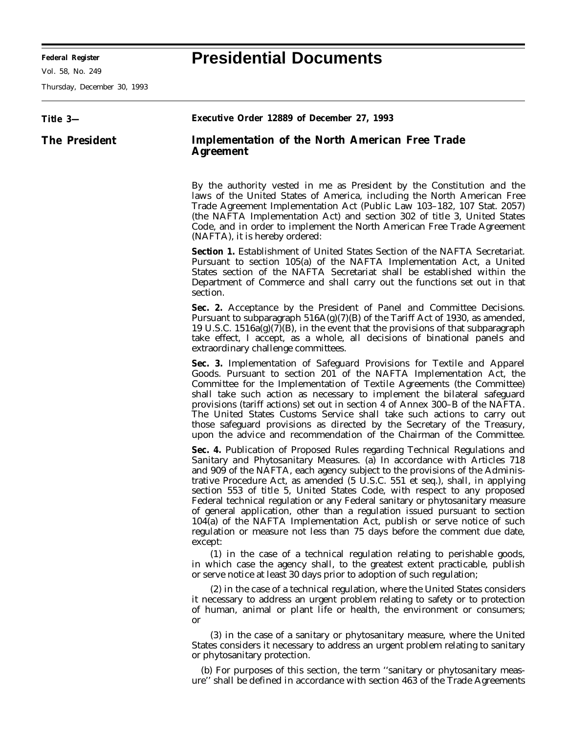# Presidential Documents

**Title 3—**

**The President**

**Executive Order 12889 of December 27, 1993**

## Implementation of the North American Free Trade Agreement

By the authority vested in me as President by the Constitution and the laws of the United States of America, including the North American Free Trade Agreement Implementation Act (Public Law 103–182, 107 Stat. 2057) (the NAFTA Implementation Act) and section 302 of title 3, United States Code, and in order to implement the North American Free Trade Agreement (NAFTA), it is hereby ordered:

**Section 1.** *Establishment of United States Section of the NAFTA Secretariat.* Pursuant to section 105(a) of the NAFTA Implementation Act, a United States section of the NAFTA Secretariat shall be established within the Department of Commerce and shall carry out the functions set out in that section.

**Sec. 2.** *Acceptance by the President of Panel and Committee Decisions.* Pursuant to subparagraph 516A(g)(7)(B) of the Tariff Act of 1930, as amended, 19 U.S.C. 1516a(g)(7)(B), in the event that the provisions of that subparagraph take effect, I accept, as a whole, all decisions of binational panels and extraordinary challenge committees.

**Sec. 3.** *Implementation of Safeguard Provisions for Textile and Apparel Goods.* Pursuant to section 201 of the NAFTA Implementation Act, the Committee for the Implementation of Textile Agreements (the Committee) shall take such action as necessary to implement the bilateral safeguard provisions (tariff actions) set out in section 4 of Annex 300–B of the NAFTA. The United States Customs Service shall take such actions to carry out those safeguard provisions as directed by the Secretary of the Treasury, upon the advice and recommendation of the Chairman of the Committee.

**Sec. 4.** *Publication of Proposed Rules regarding Technical Regulations and Sanitary and Phytosanitary Measures.* (a) In accordance with Articles 718 and 909 of the NAFTA, each agency subject to the provisions of the Administrative Procedure Act, as amended (5 U.S.C. 551 *et seq.*), shall, in applying section 553 of title 5, United States Code, with respect to any proposed Federal technical regulation or any Federal sanitary or phytosanitary measure of general application, other than a regulation issued pursuant to section 104(a) of the NAFTA Implementation Act, publish or serve notice of such regulation or measure not less than 75 days before the comment due date, except:

(1) in the case of a technical regulation relating to perishable goods, in which case the agency shall, to the greatest extent practicable, publish or serve notice at least 30 days prior to adoption of such regulation;

(2) in the case of a technical regulation, where the United States considers it necessary to address an urgent problem relating to safety or to protection of human, animal or plant life or health, the environment or consumers; or

(3) in the case of a sanitary or phytosanitary measure, where the United States considers it necessary to address an urgent problem relating to sanitary or phytosanitary protection.

(b) For purposes of this section, the term ''sanitary or phytosanitary measure'' shall be defined in accordance with section 463 of the Trade Agreements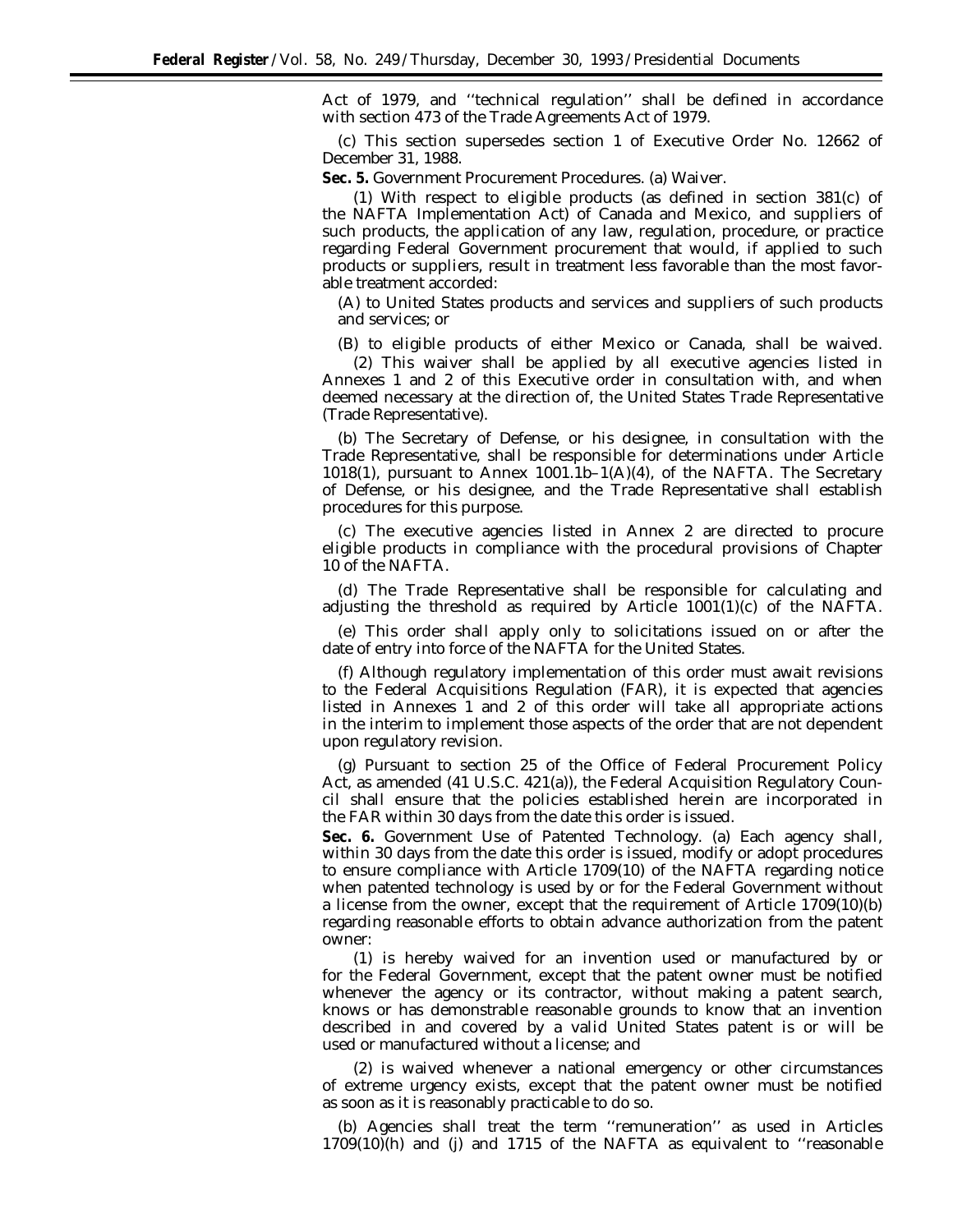Act of 1979, and ''technical regulation'' shall be defined in accordance with section 473 of the Trade Agreements Act of 1979.

(c) This section supersedes section 1 of Executive Order No. 12662 of December 31, 1988.

**Sec. 5.** Government Procurement Procedures. (a) Waiver.

(1) With respect to eligible products (as defined in section 381(c) of the NAFTA Implementation Act) of Canada and Mexico, and suppliers of such products, the application of any law, regulation, procedure, or practice regarding Federal Government procurement that would, if applied to such products or suppliers, result in treatment less favorable than the most favorable treatment accorded:

(A) to United States products and services and suppliers of such products and services; or

(B) to eligible products of either Mexico or Canada, shall be waived.

(2) This waiver shall be applied by all executive agencies listed in Annexes 1 and 2 of this Executive order in consultation with, and when deemed necessary at the direction of, the United States Trade Representative (Trade Representative).

(b) The Secretary of Defense, or his designee, in consultation with the Trade Representative, shall be responsible for determinations under Article 1018(1), pursuant to Annex 1001.1b–1(A)(4), of the NAFTA. The Secretary of Defense, or his designee, and the Trade Representative shall establish procedures for this purpose.

(c) The executive agencies listed in Annex 2 are directed to procure eligible products in compliance with the procedural provisions of Chapter 10 of the NAFTA.

(d) The Trade Representative shall be responsible for calculating and adjusting the threshold as required by Article 1001(1)(c) of the NAFTA.

(e) This order shall apply only to solicitations issued on or after the date of entry into force of the NAFTA for the United States.

(f) Although regulatory implementation of this order must await revisions to the Federal Acquisitions Regulation (FAR), it is expected that agencies listed in Annexes 1 and 2 of this order will take all appropriate actions in the interim to implement those aspects of the order that are not dependent upon regulatory revision.

(g) Pursuant to section 25 of the Office of Federal Procurement Policy Act, as amended (41 U.S.C. 421(a)), the Federal Acquisition Regulatory Council shall ensure that the policies established herein are incorporated in the FAR within 30 days from the date this order is issued.

**Sec. 6.** Government Use of Patented Technology. (a) Each agency shall, within 30 days from the date this order is issued, modify or adopt procedures to ensure compliance with Article 1709(10) of the NAFTA regarding notice when patented technology is used by or for the Federal Government without a license from the owner, except that the requirement of Article 1709(10)(b) regarding reasonable efforts to obtain advance authorization from the patent owner:

(1) is hereby waived for an invention used or manufactured by or for the Federal Government, except that the patent owner must be notified whenever the agency or its contractor, without making a patent search, knows or has demonstrable reasonable grounds to know that an invention described in and covered by a valid United States patent is or will be used or manufactured without a license; and

(2) is waived whenever a national emergency or other circumstances of extreme urgency exists, except that the patent owner must be notified as soon as it is reasonably practicable to do so.

(b) Agencies shall treat the term ''remuneration'' as used in Articles 1709(10)(h) and (j) and 1715 of the NAFTA as equivalent to ''reasonable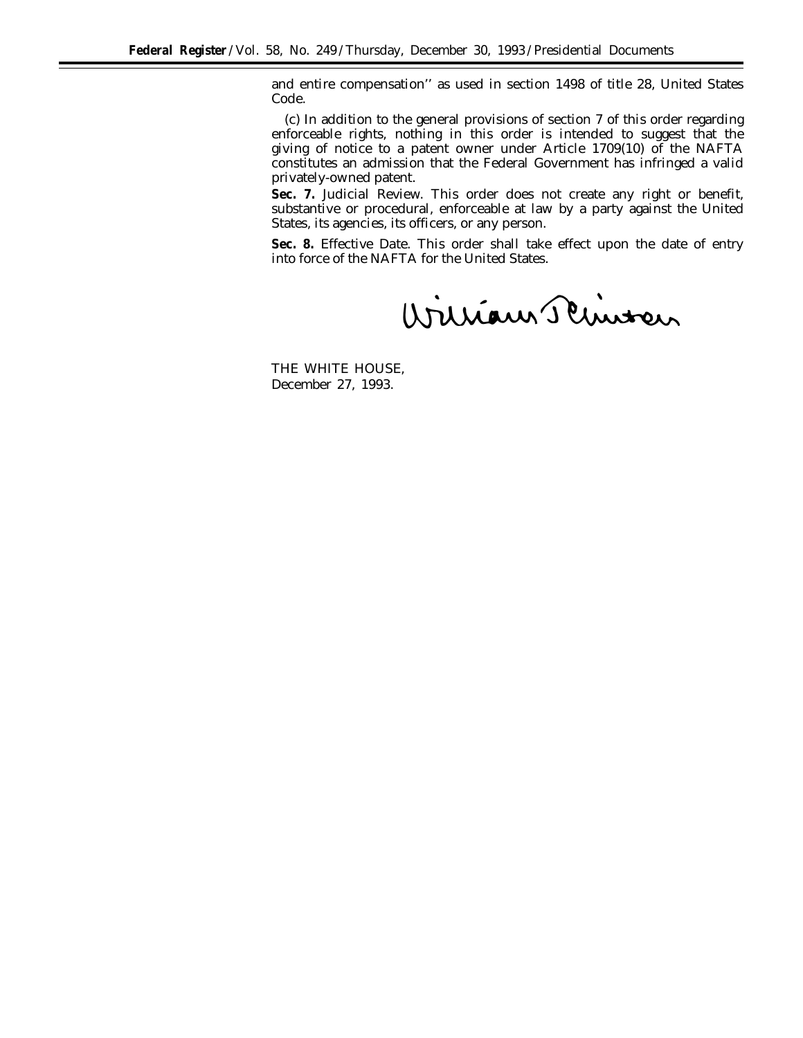and entire compensation'' as used in section 1498 of title 28, United States Code.

(c) In addition to the general provisions of section 7 of this order regarding enforceable rights, nothing in this order is intended to suggest that the giving of notice to a patent owner under Article 1709(10) of the NAFTA constitutes an admission that the Federal Government has infringed a valid privately-owned patent.

**Sec. 7.** Judicial Review. This order does not create any right or benefit, substantive or procedural, enforceable at law by a party against the United States, its agencies, its officers, or any person.

**Sec. 8.** Effective Date. This order shall take effect upon the date of entry into force of the NAFTA for the United States.

William J. Clinton

THE WHITE HOUSE,
December 27, 1993.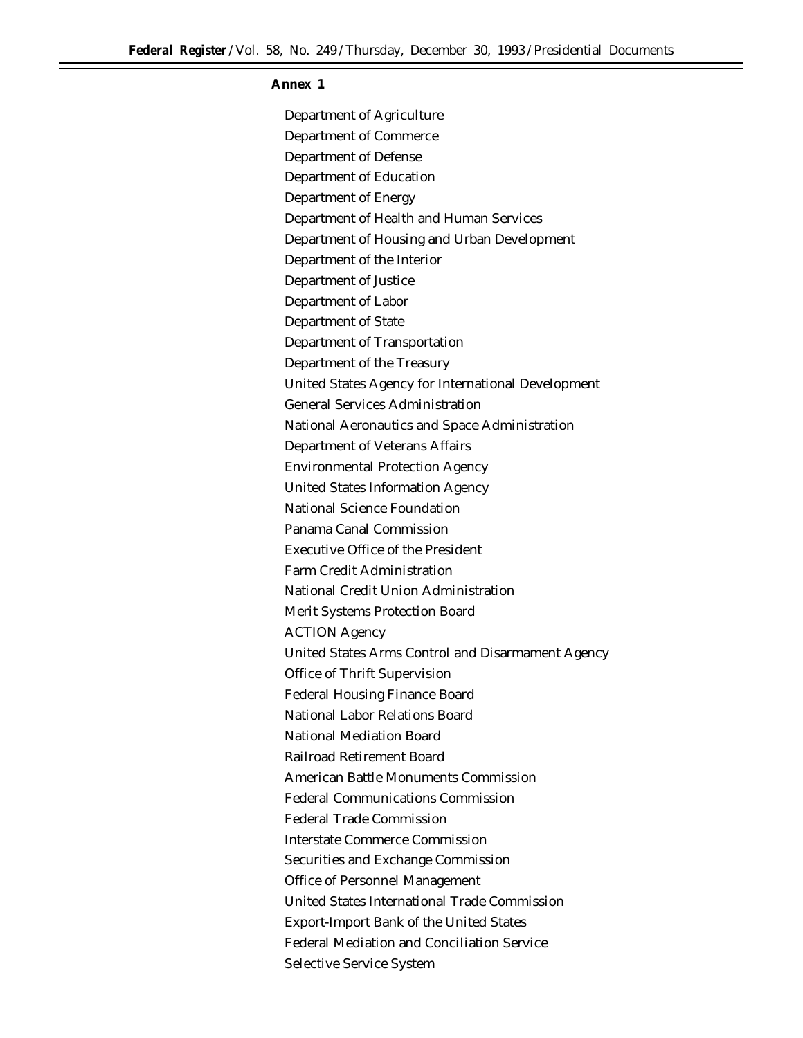**Annex 1**

Department of Agriculture

Department of Commerce

Department of Defense

Department of Education

Department of Energy

Department of Health and Human Services

Department of Housing and Urban Development

Department of the Interior

Department of Justice

Department of Labor

Department of State

Department of Transportation

Department of the Treasury

United States Agency for International Development

General Services Administration

National Aeronautics and Space Administration

Department of Veterans Affairs

Environmental Protection Agency

United States Information Agency

National Science Foundation

Panama Canal Commission

Executive Office of the President

Farm Credit Administration

National Credit Union Administration

Merit Systems Protection Board

ACTION Agency

United States Arms Control and Disarmament Agency

Office of Thrift Supervision

Federal Housing Finance Board

National Labor Relations Board

National Mediation Board

Railroad Retirement Board

American Battle Monuments Commission

Federal Communications Commission

Federal Trade Commission

Interstate Commerce Commission

Securities and Exchange Commission

Office of Personnel Management

United States International Trade Commission

Export-Import Bank of the United States

Federal Mediation and Conciliation Service

Selective Service System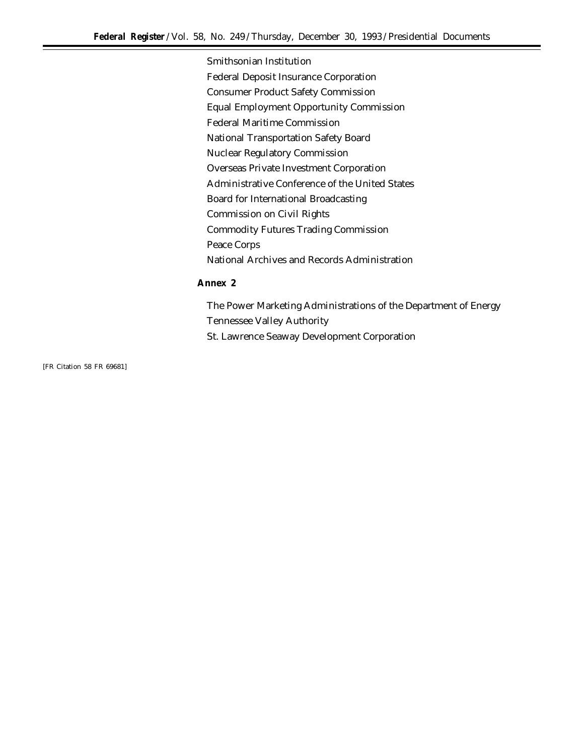Smithsonian Institution

Federal Deposit Insurance Corporation

Consumer Product Safety Commission

Equal Employment Opportunity Commission

Federal Maritime Commission

National Transportation Safety Board

Nuclear Regulatory Commission

Overseas Private Investment Corporation

Administrative Conference of the United States

Board for International Broadcasting

Commission on Civil Rights

Commodity Futures Trading Commission

Peace Corps

National Archives and Records Administration

**Annex 2**

The Power Marketing Administrations of the Department of Energy

Tennessee Valley Authority

St. Lawrence Seaway Development Corporation

[FR Citation 58 FR 69681]